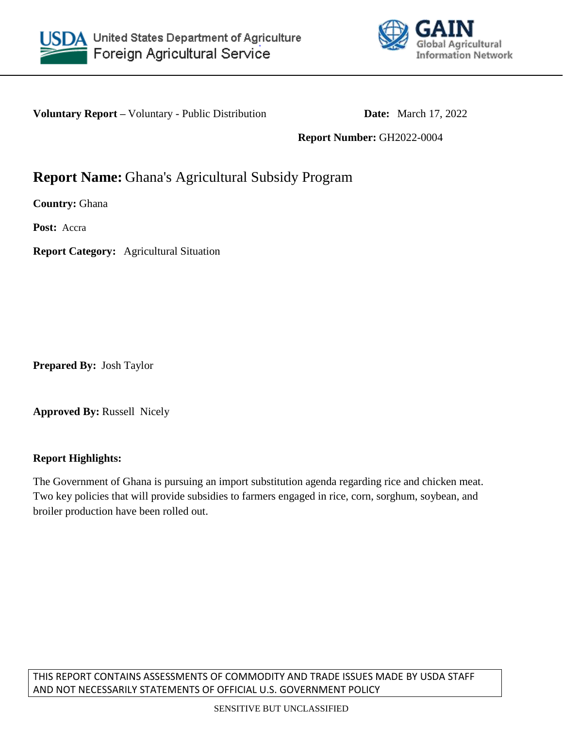United States Department of Agriculture
Foreign Agricultural Service

GAIN
Global Agricultural Information Network

**Voluntary Report –** Voluntary - Public Distribution

**Date:** March 17, 2022

**Report Number:** GH2022-0004

# **Report Name:** Ghana's Agricultural Subsidy Program

**Country:** Ghana

**Post:** Accra

**Report Category:** Agricultural Situation

**Prepared By:** Josh Taylor

**Approved By:** Russell Nicely

**Report Highlights:**

The Government of Ghana is pursuing an import substitution agenda regarding rice and chicken meat. Two key policies that will provide subsidies to farmers engaged in rice, corn, sorghum, soybean, and broiler production have been rolled out.

THIS REPORT CONTAINS ASSESSMENTS OF COMMODITY AND TRADE ISSUES MADE BY USDA STAFF AND NOT NECESSARILY STATEMENTS OF OFFICIAL U.S. GOVERNMENT POLICY

SENSITIVE BUT UNCLASSIFIED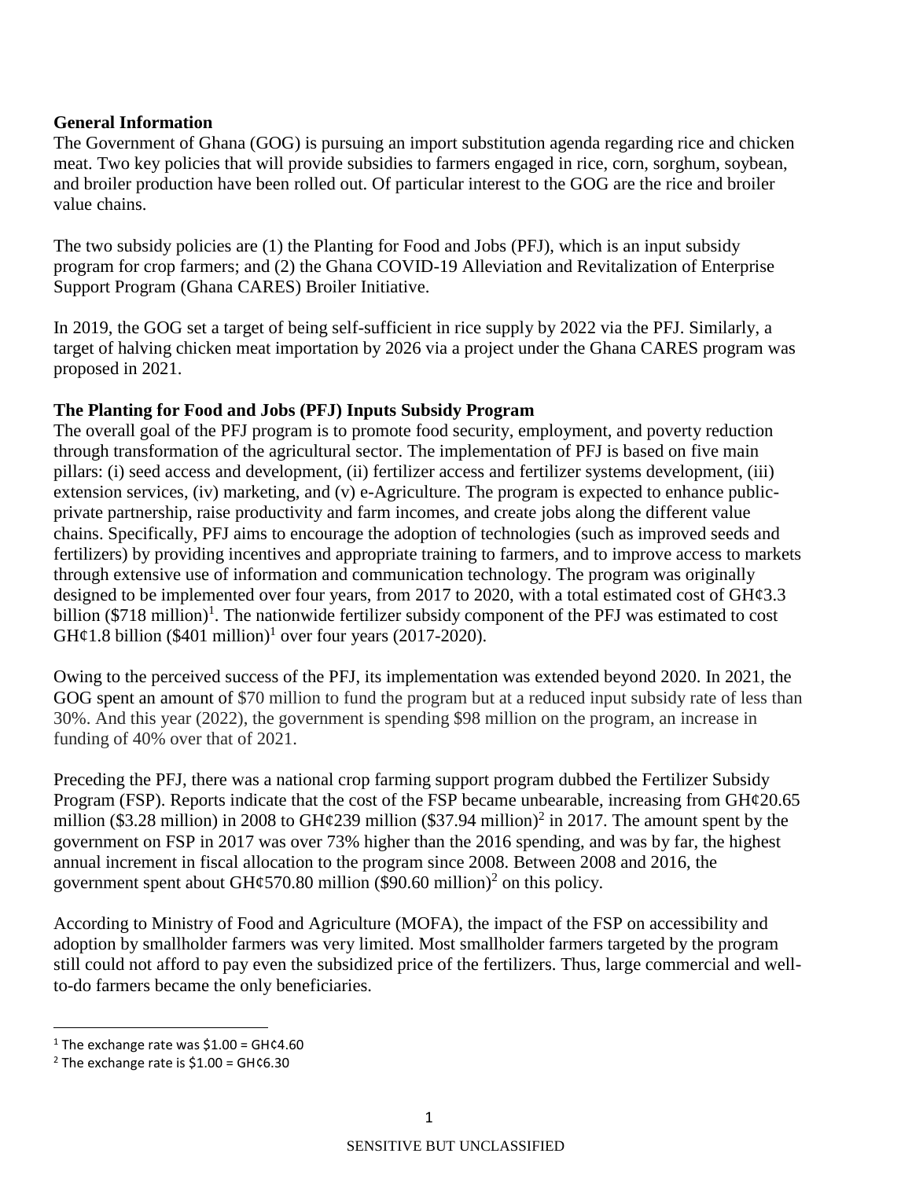**General Information**

The Government of Ghana (GOG) is pursuing an import substitution agenda regarding rice and chicken meat. Two key policies that will provide subsidies to farmers engaged in rice, corn, sorghum, soybean, and broiler production have been rolled out. Of particular interest to the GOG are the rice and broiler value chains.

The two subsidy policies are (1) the Planting for Food and Jobs (PFJ), which is an input subsidy program for crop farmers; and (2) the Ghana COVID-19 Alleviation and Revitalization of Enterprise Support Program (Ghana CARES) Broiler Initiative.

In 2019, the GOG set a target of being self-sufficient in rice supply by 2022 via the PFJ. Similarly, a target of halving chicken meat importation by 2026 via a project under the Ghana CARES program was proposed in 2021.

**The Planting for Food and Jobs (PFJ) Inputs Subsidy Program**

The overall goal of the PFJ program is to promote food security, employment, and poverty reduction through transformation of the agricultural sector. The implementation of PFJ is based on five main pillars: (i) seed access and development, (ii) fertilizer access and fertilizer systems development, (iii) extension services, (iv) marketing, and (v) e-Agriculture. The program is expected to enhance public-private partnership, raise productivity and farm incomes, and create jobs along the different value chains. Specifically, PFJ aims to encourage the adoption of technologies (such as improved seeds and fertilizers) by providing incentives and appropriate training to farmers, and to improve access to markets through extensive use of information and communication technology. The program was originally designed to be implemented over four years, from 2017 to 2020, with a total estimated cost of GH¢3.3 billion ($718 million)[1]. The nationwide fertilizer subsidy component of the PFJ was estimated to cost GH¢1.8 billion ($401 million)[1] over four years (2017-2020).

Owing to the perceived success of the PFJ, its implementation was extended beyond 2020. In 2021, the GOG spent an amount of $70 million to fund the program but at a reduced input subsidy rate of less than 30%. And this year (2022), the government is spending $98 million on the program, an increase in funding of 40% over that of 2021.

Preceding the PFJ, there was a national crop farming support program dubbed the Fertilizer Subsidy Program (FSP). Reports indicate that the cost of the FSP became unbearable, increasing from GH¢20.65 million ($3.28 million) in 2008 to GH¢239 million ($37.94 million)[2] in 2017. The amount spent by the government on FSP in 2017 was over 73% higher than the 2016 spending, and was by far, the highest annual increment in fiscal allocation to the program since 2008. Between 2008 and 2016, the government spent about GH¢570.80 million ($90.60 million)[2] on this policy.

According to Ministry of Food and Agriculture (MOFA), the impact of the FSP on accessibility and adoption by smallholder farmers was very limited. Most smallholder farmers targeted by the program still could not afford to pay even the subsidized price of the fertilizers. Thus, large commercial and well-to-do farmers became the only beneficiaries.

---

[1] The exchange rate was $1.00 = GH¢4.60

[2] The exchange rate is $1.00 = GH¢6.30

SENSITIVE BUT UNCLASSIFIED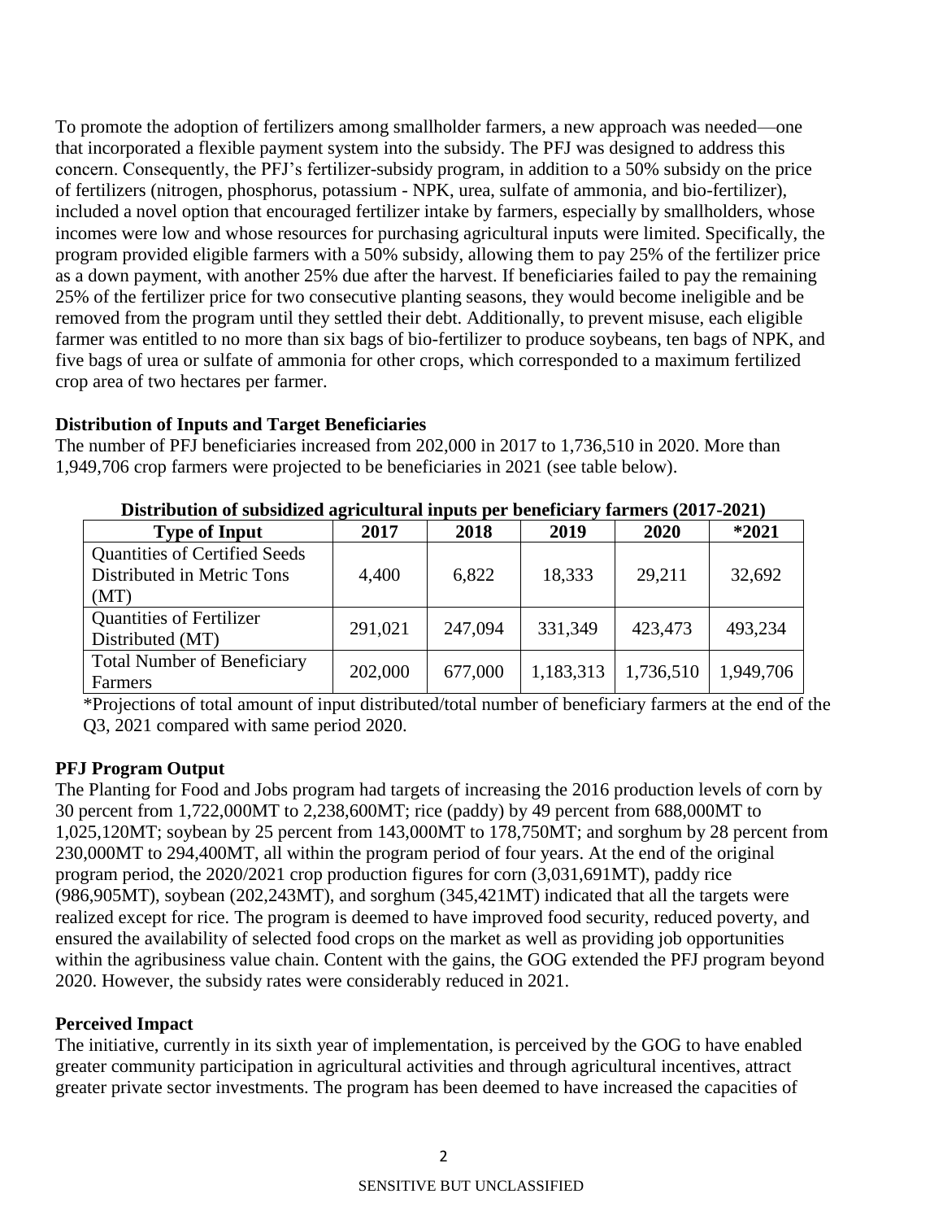To promote the adoption of fertilizers among smallholder farmers, a new approach was needed—one that incorporated a flexible payment system into the subsidy. The PFJ was designed to address this concern. Consequently, the PFJ's fertilizer-subsidy program, in addition to a 50% subsidy on the price of fertilizers (nitrogen, phosphorus, potassium - NPK, urea, sulfate of ammonia, and bio-fertilizer), included a novel option that encouraged fertilizer intake by farmers, especially by smallholders, whose incomes were low and whose resources for purchasing agricultural inputs were limited. Specifically, the program provided eligible farmers with a 50% subsidy, allowing them to pay 25% of the fertilizer price as a down payment, with another 25% due after the harvest. If beneficiaries failed to pay the remaining 25% of the fertilizer price for two consecutive planting seasons, they would become ineligible and be removed from the program until they settled their debt. Additionally, to prevent misuse, each eligible farmer was entitled to no more than six bags of bio-fertilizer to produce soybeans, ten bags of NPK, and five bags of urea or sulfate of ammonia for other crops, which corresponded to a maximum fertilized crop area of two hectares per farmer.

**Distribution of Inputs and Target Beneficiaries**

The number of PFJ beneficiaries increased from 202,000 in 2017 to 1,736,510 in 2020. More than 1,949,706 crop farmers were projected to be beneficiaries in 2021 (see table below).

**Distribution of subsidized agricultural inputs per beneficiary farmers (2017-2021)**

| Type of Input | 2017 | 2018 | 2019 | 2020 | *2021 |
|---|---|---|---|---|---|
| Quantities of Certified Seeds Distributed in Metric Tons (MT) | 4,400 | 6,822 | 18,333 | 29,211 | 32,692 |
| Quantities of Fertilizer Distributed (MT) | 291,021 | 247,094 | 331,349 | 423,473 | 493,234 |
| Total Number of Beneficiary Farmers | 202,000 | 677,000 | 1,183,313 | 1,736,510 | 1,949,706 |

*Projections of total amount of input distributed/total number of beneficiary farmers at the end of the Q3, 2021 compared with same period 2020.

**PFJ Program Output**

The Planting for Food and Jobs program had targets of increasing the 2016 production levels of corn by 30 percent from 1,722,000MT to 2,238,600MT; rice (paddy) by 49 percent from 688,000MT to 1,025,120MT; soybean by 25 percent from 143,000MT to 178,750MT; and sorghum by 28 percent from 230,000MT to 294,400MT, all within the program period of four years. At the end of the original program period, the 2020/2021 crop production figures for corn (3,031,691MT), paddy rice (986,905MT), soybean (202,243MT), and sorghum (345,421MT) indicated that all the targets were realized except for rice. The program is deemed to have improved food security, reduced poverty, and ensured the availability of selected food crops on the market as well as providing job opportunities within the agribusiness value chain. Content with the gains, the GOG extended the PFJ program beyond 2020. However, the subsidy rates were considerably reduced in 2021.

**Perceived Impact**

The initiative, currently in its sixth year of implementation, is perceived by the GOG to have enabled greater community participation in agricultural activities and through agricultural incentives, attract greater private sector investments. The program has been deemed to have increased the capacities of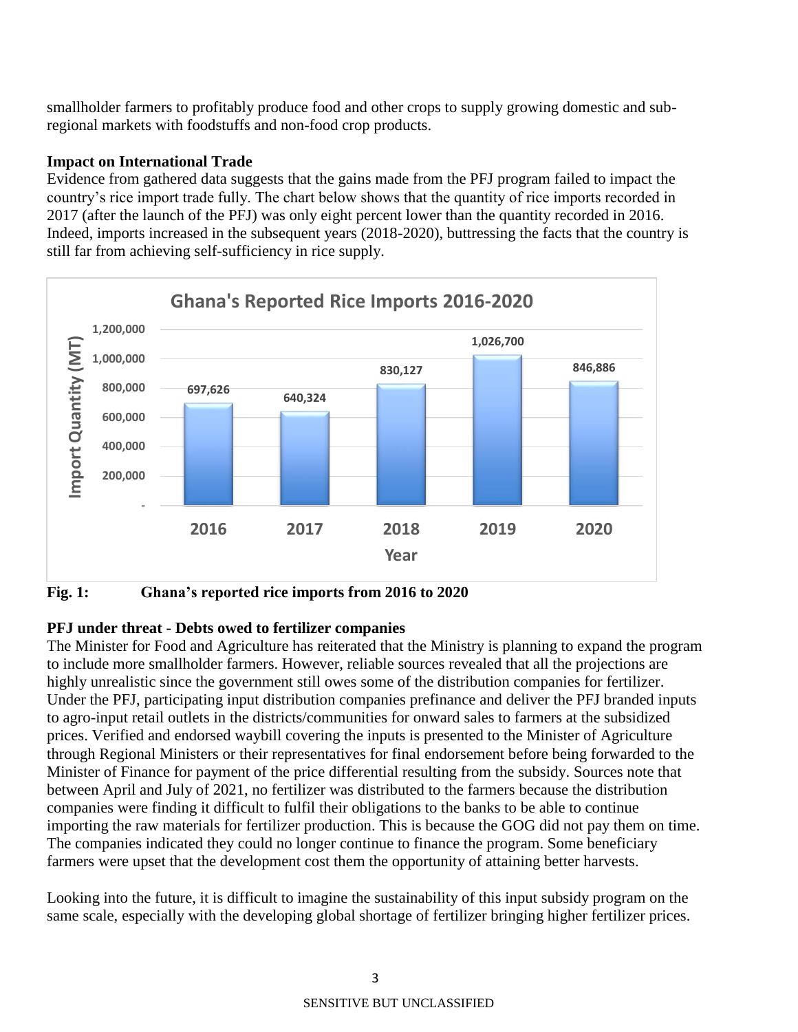smallholder farmers to profitably produce food and other crops to supply growing domestic and sub-regional markets with foodstuffs and non-food crop products.

**Impact on International Trade**

Evidence from gathered data suggests that the gains made from the PFJ program failed to impact the country's rice import trade fully. The chart below shows that the quantity of rice imports recorded in 2017 (after the launch of the PFJ) was only eight percent lower than the quantity recorded in 2016. Indeed, imports increased in the subsequent years (2018-2020), buttressing the facts that the country is still far from achieving self-sufficiency in rice supply.

**Ghana's Reported Rice Imports 2016-2020**

| Year | Import Quantity (MT) |
| --- | --- |
| 2016 | 697,626 |
| 2017 | 640,324 |
| 2018 | 830,127 |
| 2019 | 1,026,700 |
| 2020 | 846,886 |

**Fig. 1: Ghana's reported rice imports from 2016 to 2020**

**PFJ under threat - Debts owed to fertilizer companies**

The Minister for Food and Agriculture has reiterated that the Ministry is planning to expand the program to include more smallholder farmers. However, reliable sources revealed that all the projections are highly unrealistic since the government still owes some of the distribution companies for fertilizer. Under the PFJ, participating input distribution companies prefinance and deliver the PFJ branded inputs to agro-input retail outlets in the districts/communities for onward sales to farmers at the subsidized prices. Verified and endorsed waybill covering the inputs is presented to the Minister of Agriculture through Regional Ministers or their representatives for final endorsement before being forwarded to the Minister of Finance for payment of the price differential resulting from the subsidy. Sources note that between April and July of 2021, no fertilizer was distributed to the farmers because the distribution companies were finding it difficult to fulfil their obligations to the banks to be able to continue importing the raw materials for fertilizer production. This is because the GOG did not pay them on time. The companies indicated they could no longer continue to finance the program. Some beneficiary farmers were upset that the development cost them the opportunity of attaining better harvests.

Looking into the future, it is difficult to imagine the sustainability of this input subsidy program on the same scale, especially with the developing global shortage of fertilizer bringing higher fertilizer prices.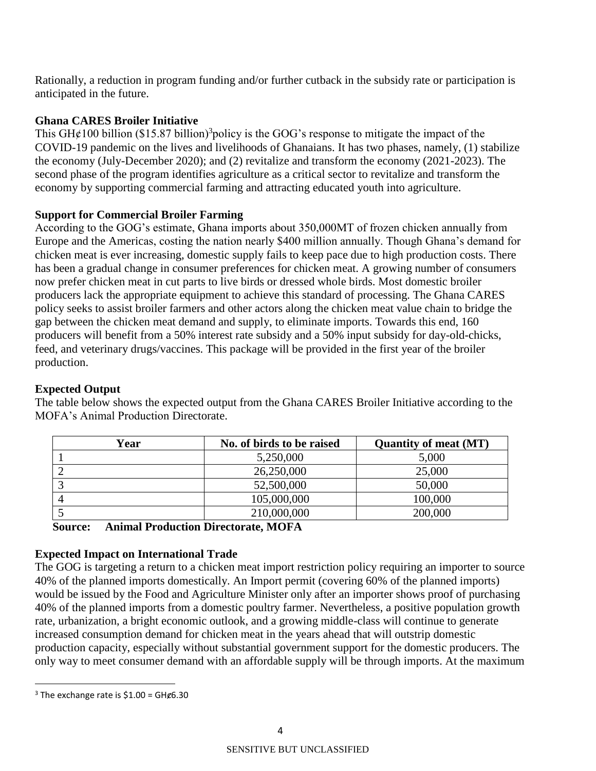Rationally, a reduction in program funding and/or further cutback in the subsidy rate or participation is anticipated in the future.

**Ghana CARES Broiler Initiative**

This GH¢100 billion ($15.87 billion)[3]policy is the GOG's response to mitigate the impact of the COVID-19 pandemic on the lives and livelihoods of Ghanaians. It has two phases, namely, (1) stabilize the economy (July-December 2020); and (2) revitalize and transform the economy (2021-2023). The second phase of the program identifies agriculture as a critical sector to revitalize and transform the economy by supporting commercial farming and attracting educated youth into agriculture.

**Support for Commercial Broiler Farming**

According to the GOG's estimate, Ghana imports about 350,000MT of frozen chicken annually from Europe and the Americas, costing the nation nearly $400 million annually. Though Ghana's demand for chicken meat is ever increasing, domestic supply fails to keep pace due to high production costs. There has been a gradual change in consumer preferences for chicken meat. A growing number of consumers now prefer chicken meat in cut parts to live birds or dressed whole birds. Most domestic broiler producers lack the appropriate equipment to achieve this standard of processing. The Ghana CARES policy seeks to assist broiler farmers and other actors along the chicken meat value chain to bridge the gap between the chicken meat demand and supply, to eliminate imports. Towards this end, 160 producers will benefit from a 50% interest rate subsidy and a 50% input subsidy for day-old-chicks, feed, and veterinary drugs/vaccines. This package will be provided in the first year of the broiler production.

**Expected Output**

The table below shows the expected output from the Ghana CARES Broiler Initiative according to the MOFA's Animal Production Directorate.

| Year | No. of birds to be raised | Quantity of meat (MT) |
|---|---|---|
| 1 | 5,250,000 | 5,000 |
| 2 | 26,250,000 | 25,000 |
| 3 | 52,500,000 | 50,000 |
| 4 | 105,000,000 | 100,000 |
| 5 | 210,000,000 | 200,000 |

**Source: Animal Production Directorate, MOFA**

**Expected Impact on International Trade**

The GOG is targeting a return to a chicken meat import restriction policy requiring an importer to source 40% of the planned imports domestically. An Import permit (covering 60% of the planned imports) would be issued by the Food and Agriculture Minister only after an importer shows proof of purchasing 40% of the planned imports from a domestic poultry farmer. Nevertheless, a positive population growth rate, urbanization, a bright economic outlook, and a growing middle-class will continue to generate increased consumption demand for chicken meat in the years ahead that will outstrip domestic production capacity, especially without substantial government support for the domestic producers. The only way to meet consumer demand with an affordable supply will be through imports. At the maximum

[3] The exchange rate is $1.00 = GH¢6.30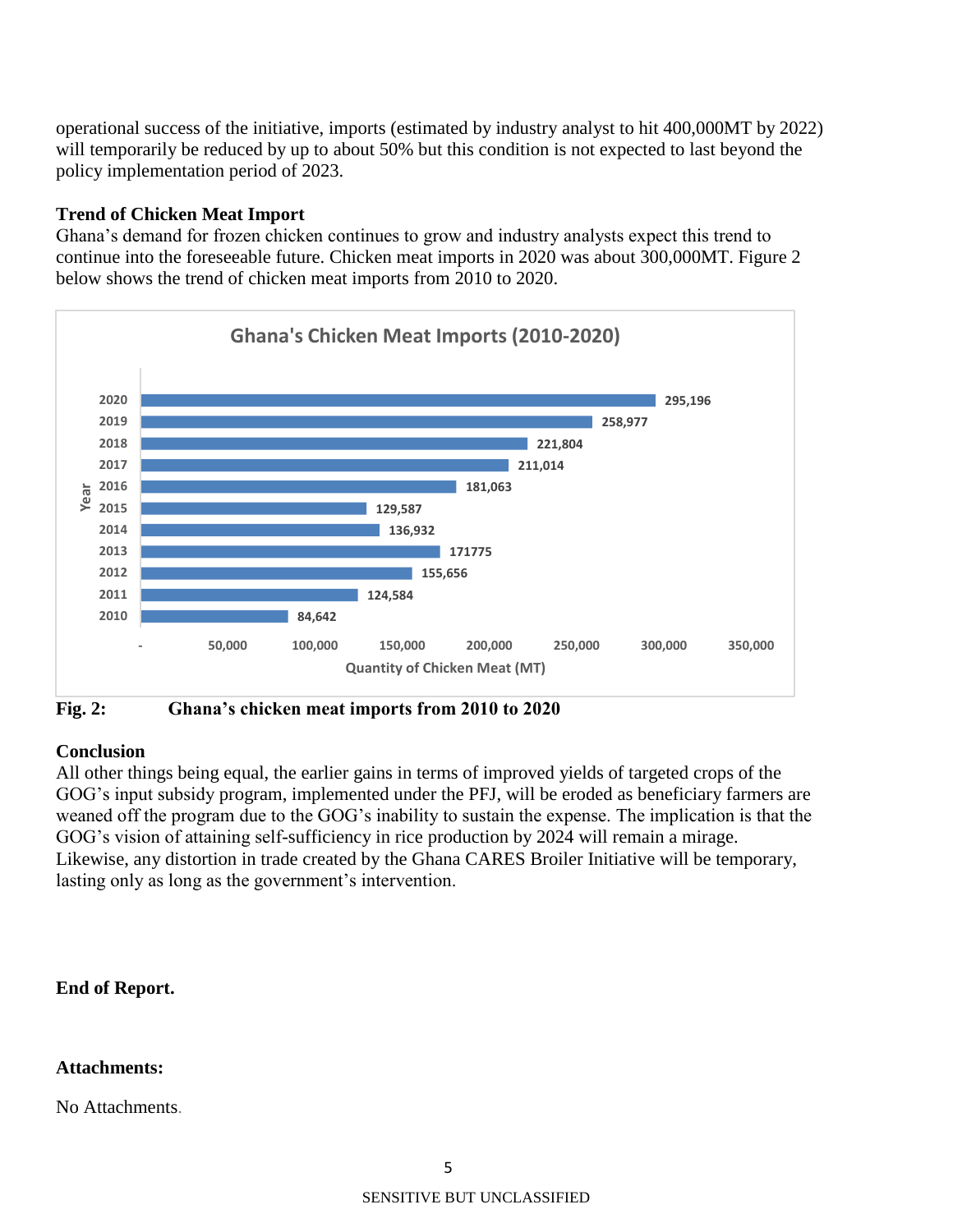operational success of the initiative, imports (estimated by industry analyst to hit 400,000MT by 2022) will temporarily be reduced by up to about 50% but this condition is not expected to last beyond the policy implementation period of 2023.

**Trend of Chicken Meat Import**

Ghana's demand for frozen chicken continues to grow and industry analysts expect this trend to continue into the foreseeable future. Chicken meat imports in 2020 was about 300,000MT. Figure 2 below shows the trend of chicken meat imports from 2010 to 2020.

Ghana's Chicken Meat Imports (2010-2020)

Year

2020 295,196
2019 258,977
2018 221,804
2017 211,014
2016 181,063
2015 129,587
2014 136,932
2013 171775
2012 155,656
2011 124,584
2010 84,642

- 50,000 100,000 150,000 200,000 250,000 300,000 350,000

Quantity of Chicken Meat (MT)

**Fig. 2: Ghana's chicken meat imports from 2010 to 2020**

**Conclusion**

All other things being equal, the earlier gains in terms of improved yields of targeted crops of the GOG's input subsidy program, implemented under the PFJ, will be eroded as beneficiary farmers are weaned off the program due to the GOG's inability to sustain the expense. The implication is that the GOG's vision of attaining self-sufficiency in rice production by 2024 will remain a mirage. Likewise, any distortion in trade created by the Ghana CARES Broiler Initiative will be temporary, lasting only as long as the government's intervention.

**End of Report.**

**Attachments:**

No Attachments.